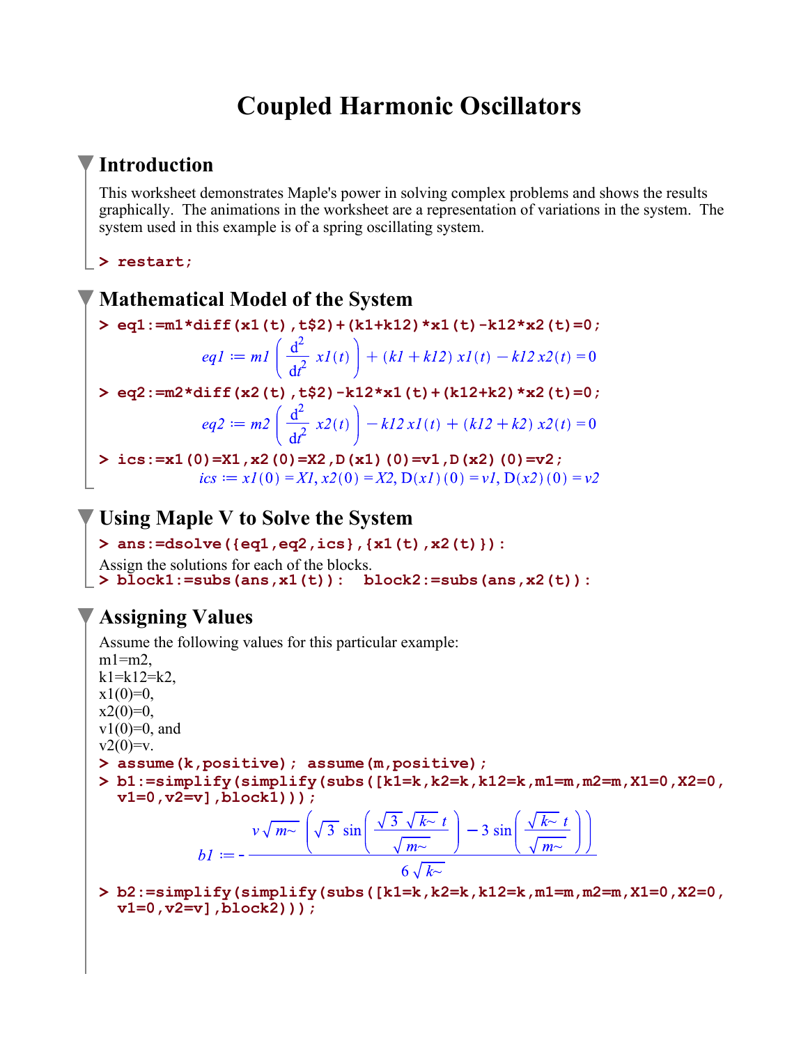# Coupled Harmonic Oscillators

## Introduction

This worksheet demonstrates Maple's power in solving complex problems and shows the results graphically. The animations in the worksheet are a representation of variations in the system. The system used in this example is of a spring oscillating system.

```
> restart;
```

## Mathematical Model of the System

```
> eq1:=m1*diff(x1(t),t$2)+(k1+k12)*x1(t)-k12*x2(t)=0;
```

$$eq1 := m1 \left( \frac{d^2}{dt^2} x1(t) \right) + (k1 + k12)\, x1(t) - k12\, x2(t) = 0$$

```
> eq2:=m2*diff(x2(t),t$2)-k12*x1(t)+(k12+k2)*x2(t)=0;
```

$$eq2 := m2 \left( \frac{d^2}{dt^2} x2(t) \right) - k12\, x1(t) + (k12 + k2)\, x2(t) = 0$$

```
> ics:=x1(0)=X1,x2(0)=X2,D(x1)(0)=v1,D(x2)(0)=v2;
```

$$ics := x1(0) = X1, x2(0) = X2, \mathrm{D}(x1)(0) = v1, \mathrm{D}(x2)(0) = v2$$

## Using Maple V to Solve the System

```
> ans:=dsolve({eq1,eq2,ics},{x1(t),x2(t)}):
```

Assign the solutions for each of the blocks.

```
> block1:=subs(ans,x1(t)):  block2:=subs(ans,x2(t)):
```

## Assigning Values

Assume the following values for this particular example:
m1=m2,
k1=k12=k2,
x1(0)=0,
x2(0)=0,
v1(0)=0, and
v2(0)=v.

```
> assume(k,positive); assume(m,positive);
> b1:=simplify(simplify(subs([k1=k,k2=k,k12=k,m1=m,m2=m,X1=0,X2=0,
  v1=0,v2=v],block1)));
```

$$b1 := -\frac{v\sqrt{m\sim}\left(\sqrt{3}\,\sin\left(\frac{\sqrt{3}\,\sqrt{k\sim}\,t}{\sqrt{m\sim}}\right) - 3\,\sin\left(\frac{\sqrt{k\sim}\,t}{\sqrt{m\sim}}\right)\right)}{6\sqrt{k\sim}}$$

```
> b2:=simplify(simplify(subs([k1=k,k2=k,k12=k,m1=m,m2=m,X1=0,X2=0,
  v1=0,v2=v],block2)));
```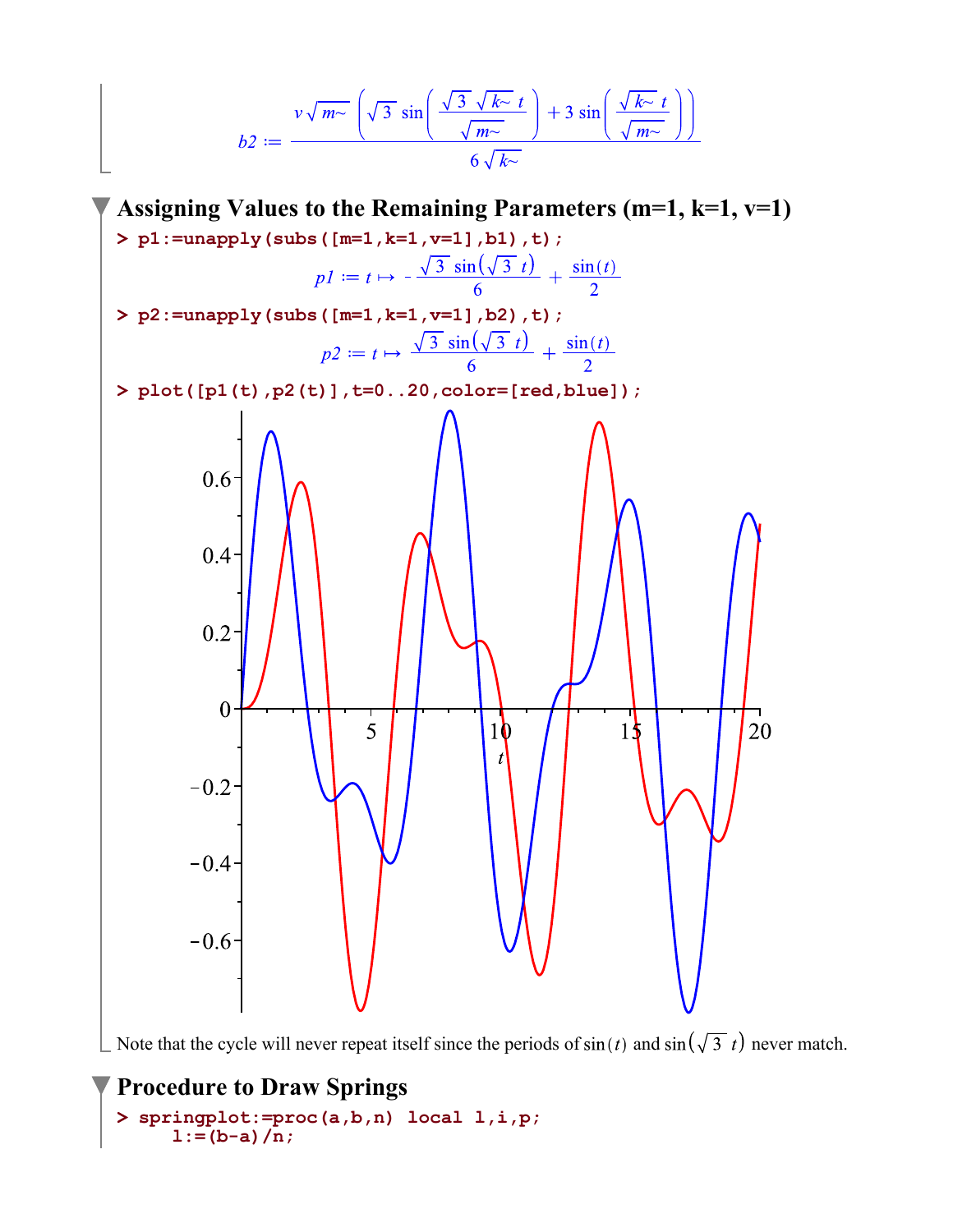$$b2 := \frac{v\sqrt{m\sim}\left(\sqrt{3}\,\sin\left(\frac{\sqrt{3}\,\sqrt{k\sim}\,t}{\sqrt{m\sim}}\right)+3\,\sin\left(\frac{\sqrt{k\sim}\,t}{\sqrt{m\sim}}\right)\right)}{6\sqrt{k\sim}}$$

## Assigning Values to the Remaining Parameters (m=1, k=1, v=1)

```
> p1:=unapply(subs([m=1,k=1,v=1],b1),t);
```

$$p1 := t \mapsto -\frac{\sqrt{3}\,\sin\left(\sqrt{3}\,t\right)}{6}+\frac{\sin(t)}{2}$$

```
> p2:=unapply(subs([m=1,k=1,v=1],b2),t);
```

$$p2 := t \mapsto \frac{\sqrt{3}\,\sin\left(\sqrt{3}\,t\right)}{6}+\frac{\sin(t)}{2}$$

```
> plot([p1(t),p2(t)],t=0..20,color=[red,blue]);
```

Note that the cycle will never repeat itself since the periods of $\sin(t)$ and $\sin\left(\sqrt{3}\,t\right)$ never match.

## Procedure to Draw Springs

```
> springplot:=proc(a,b,n) local l,i,p;
    l:=(b-a)/n;
```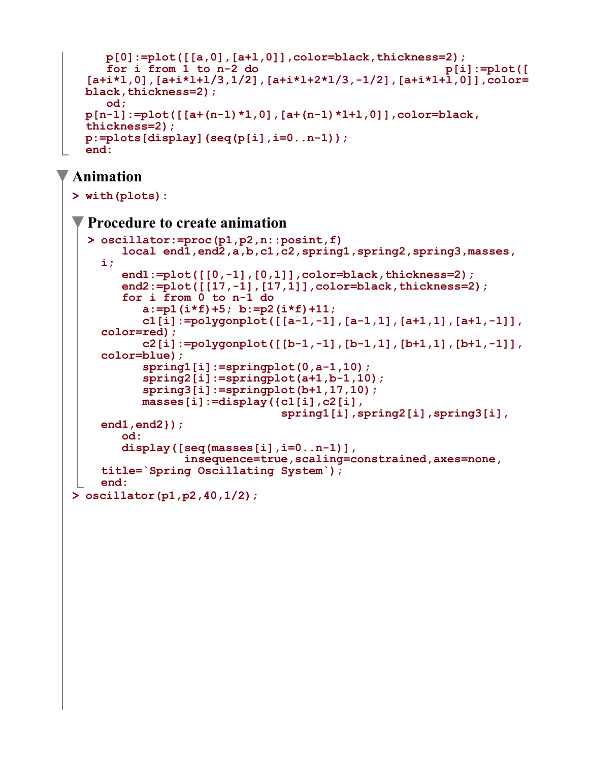```
   p[0]:=plot([[a,0],[a+l,0]],color=black,thickness=2);
   for i from 1 to n-2 do                              p[i]:=plot([
[a+i*l,0],[a+i*l+l/3,1/2],[a+i*l+2*l/3,-1/2],[a+i*l+l,0]],color=
black,thickness=2);
   od;
p[n-1]:=plot([[a+(n-1)*l,0],[a+(n-1)*l+l,0]],color=black,
thickness=2);
p:=plots[display](seq(p[i],i=0..n-1));
end:
```

## Animation

```
> with(plots):
```

### Procedure to create animation

```
> oscillator:=proc(p1,p2,n::posint,f)
     local end1,end2,a,b,c1,c2,spring1,spring2,spring3,masses,
  i;
     end1:=plot([[0,-1],[0,1]],color=black,thickness=2);
     end2:=plot([[17,-1],[17,1]],color=black,thickness=2);
     for i from 0 to n-1 do
        a:=p1(i*f)+5; b:=p2(i*f)+11;
        c1[i]:=polygonplot([[a-1,-1],[a-1,1],[a+1,1],[a+1,-1]],
  color=red);
        c2[i]:=polygonplot([[b-1,-1],[b-1,1],[b+1,1],[b+1,-1]],
  color=blue);
        spring1[i]:=springplot(0,a-1,10);
        spring2[i]:=springplot(a+1,b-1,10);
        spring3[i]:=springplot(b+1,17,10);
        masses[i]:=display({c1[i],c2[i],
                           spring1[i],spring2[i],spring3[i],
  end1,end2});
     od:
     display([seq(masses[i],i=0..n-1)],
               insequence=true,scaling=constrained,axes=none,
  title=`Spring Oscillating System`);
  end:
> oscillator(p1,p2,40,1/2);
```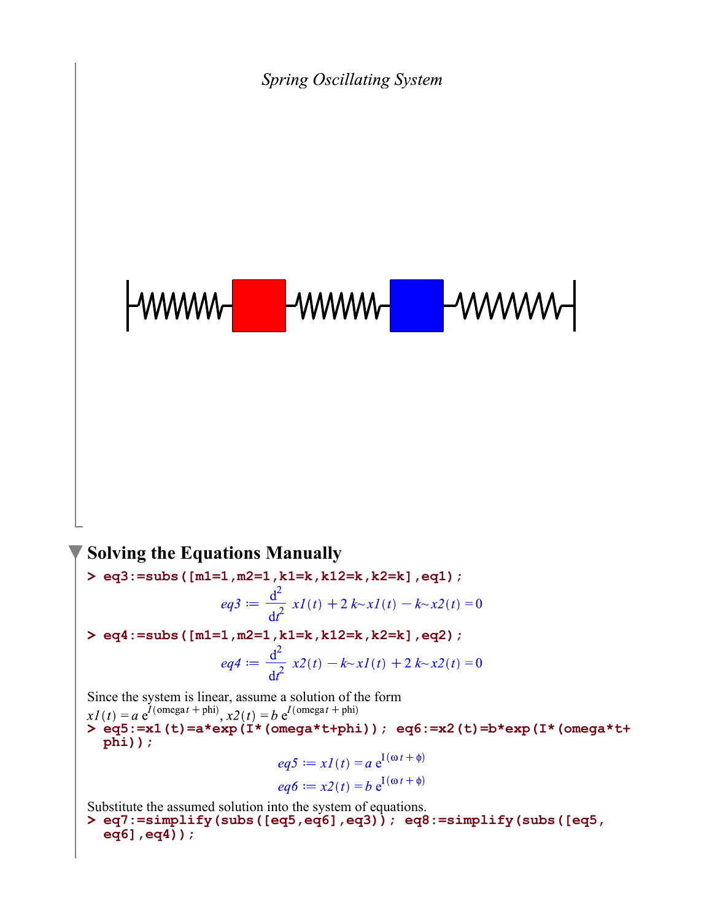*Spring Oscillating System*

## Solving the Equations Manually

```
> eq3:=subs([m1=1,m2=1,k1=k,k12=k,k2=k],eq1);
```

$$eq3 := \frac{d^2}{dt^2}\, x1(t) + 2\, k{\sim}\, x1(t) - k{\sim}\, x2(t) = 0$$

```
> eq4:=subs([m1=1,m2=1,k1=k,k12=k,k2=k],eq2);
```

$$eq4 := \frac{d^2}{dt^2}\, x2(t) - k{\sim}\, x1(t) + 2\, k{\sim}\, x2(t) = 0$$

Since the system is linear, assume a solution of the form
$x1(t) = a\, e^{I(\text{omega}\, t + \text{phi})}$, $x2(t) = b\, e^{I(\text{omega}\, t + \text{phi})}$

```
> eq5:=x1(t)=a*exp(I*(omega*t+phi)); eq6:=x2(t)=b*exp(I*(omega*t+
  phi));
```

$$eq5 := x1(t) = a\, e^{I(\omega t + \phi)}$$

$$eq6 := x2(t) = b\, e^{I(\omega t + \phi)}$$

Substitute the assumed solution into the system of equations.

```
> eq7:=simplify(subs([eq5,eq6],eq3)); eq8:=simplify(subs([eq5,
  eq6],eq4));
```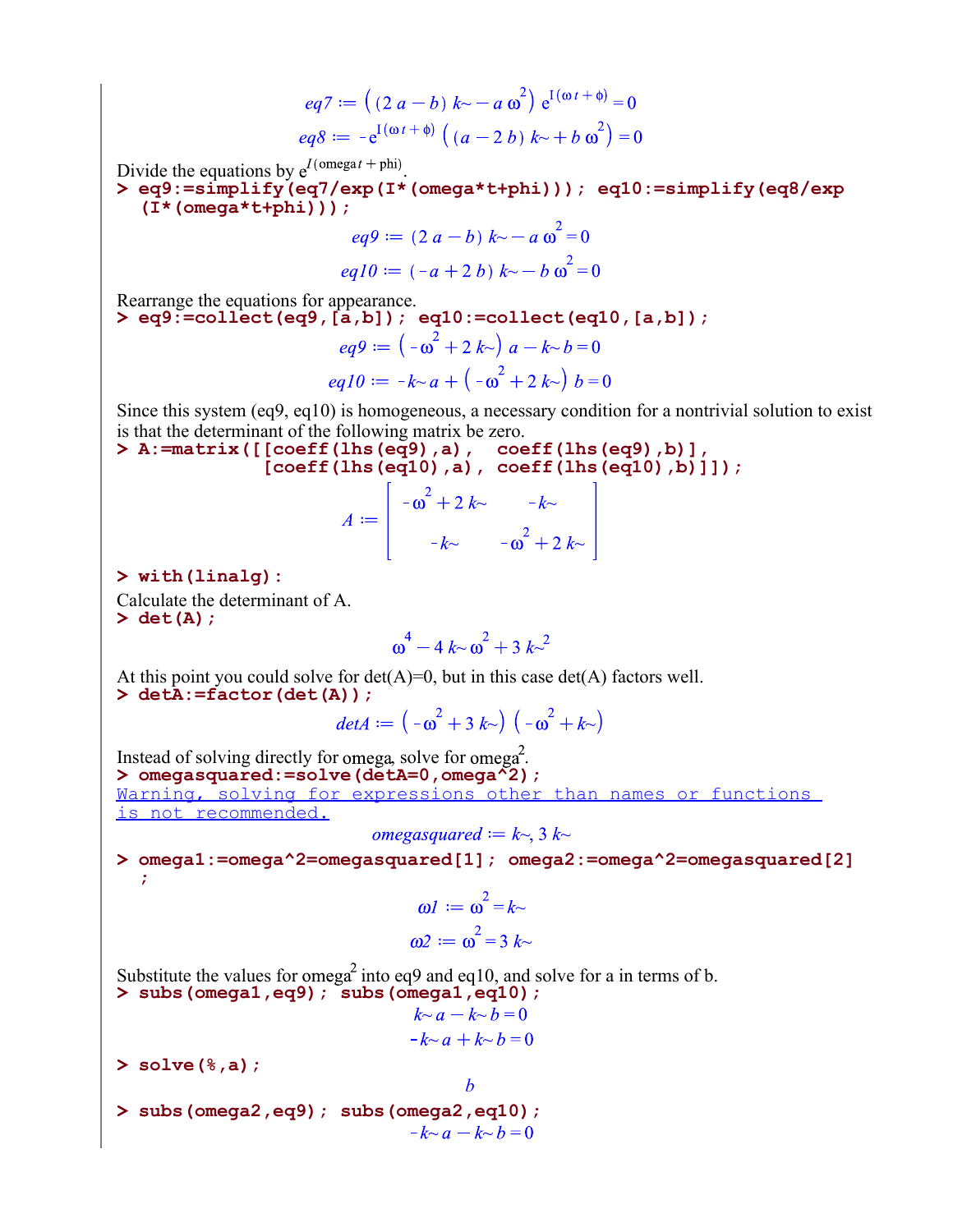$$eq7 := \left((2\,a - b)\,k\sim - a\,\omega^2\right) e^{I(\omega t + \phi)} = 0$$

$$eq8 := -e^{I(\omega t + \phi)} \left((a - 2\,b)\,k\sim + b\,\omega^2\right) = 0$$

Divide the equations by $e^{I(\text{omega}\,t + \text{phi})}$.

```
> eq9:=simplify(eq7/exp(I*(omega*t+phi))); eq10:=simplify(eq8/exp
  (I*(omega*t+phi)));
```

$$eq9 := (2\,a - b)\,k\sim - a\,\omega^2 = 0$$

$$eq10 := (-a + 2\,b)\,k\sim - b\,\omega^2 = 0$$

Rearrange the equations for appearance.

```
> eq9:=collect(eq9,[a,b]); eq10:=collect(eq10,[a,b]);
```

$$eq9 := \left(-\omega^2 + 2\,k\sim\right) a - k\sim\,b = 0$$

$$eq10 := -k\sim\,a + \left(-\omega^2 + 2\,k\sim\right) b = 0$$

Since this system (eq9, eq10) is homogeneous, a necessary condition for a nontrivial solution to exist is that the determinant of the following matrix be zero.

```
> A:=matrix([[coeff(lhs(eq9),a),  coeff(lhs(eq9),b)],
             [coeff(lhs(eq10),a), coeff(lhs(eq10),b)]]);
```

$$A := \begin{bmatrix} -\omega^2 + 2\,k\sim & -k\sim \\ -k\sim & -\omega^2 + 2\,k\sim \end{bmatrix}$$

```
> with(linalg):
```

Calculate the determinant of A.

```
> det(A);
```

$$\omega^4 - 4\,k\sim\,\omega^2 + 3\,k\sim^2$$

At this point you could solve for det(A)=0, but in this case det(A) factors well.

```
> detA:=factor(det(A));
```

$$detA := \left(-\omega^2 + 3\,k\sim\right)\left(-\omega^2 + k\sim\right)$$

Instead of solving directly for omega, solve for omega$^2$.

```
> omegasquared:=solve(detA=0,omega^2);
Warning, solving for expressions other than names or functions 
is not recommended.
```

$$omegasquared := k\sim,\ 3\,k\sim$$

```
> omega1:=omega^2=omegasquared[1]; omega2:=omega^2=omegasquared[2]
  ;
```

$$\omega 1 := \omega^2 = k\sim$$

$$\omega 2 := \omega^2 = 3\,k\sim$$

Substitute the values for omega$^2$ into eq9 and eq10, and solve for a in terms of b.

```
> subs(omega1,eq9); subs(omega1,eq10);
```

$$k\sim\,a - k\sim\,b = 0$$

$$-k\sim\,a + k\sim\,b = 0$$

```
> solve(%,a);
```

$$b$$

```
> subs(omega2,eq9); subs(omega2,eq10);
```

$$-k\sim\,a - k\sim\,b = 0$$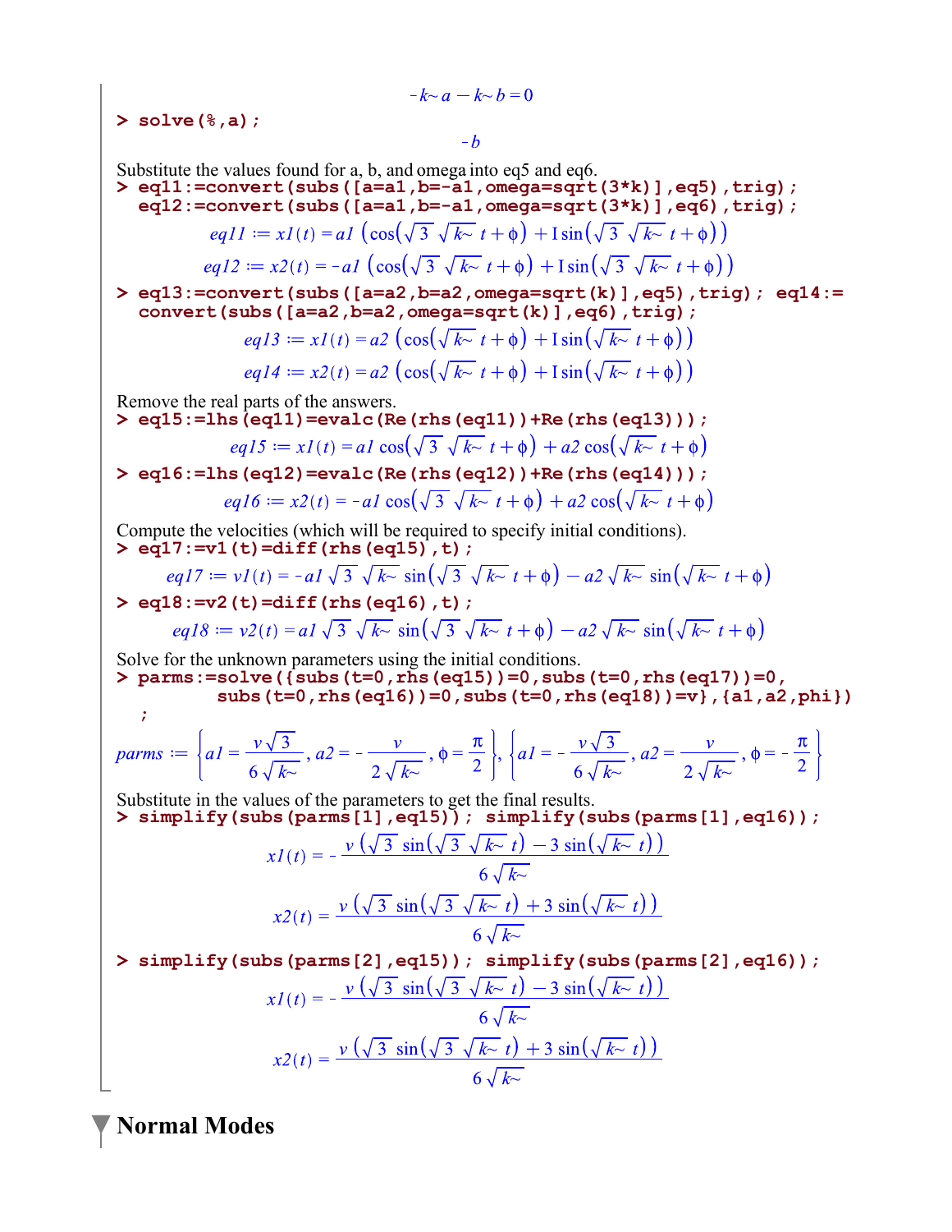$$-k\sim a - k\sim b = 0$$

```
> solve(%,a);
```

$$-b$$

Substitute the values found for a, b, and omega into eq5 and eq6.

```
> eq11:=convert(subs([a=a1,b=-a1,omega=sqrt(3*k)],eq5),trig);
  eq12:=convert(subs([a=a1,b=-a1,omega=sqrt(3*k)],eq6),trig);
```

$$eq11 := x1(t) = a1\left(\cos\left(\sqrt{3}\,\sqrt{k\sim}\,t+\phi\right)+\mathrm{I}\sin\left(\sqrt{3}\,\sqrt{k\sim}\,t+\phi\right)\right)$$

$$eq12 := x2(t) = -a1\left(\cos\left(\sqrt{3}\,\sqrt{k\sim}\,t+\phi\right)+\mathrm{I}\sin\left(\sqrt{3}\,\sqrt{k\sim}\,t+\phi\right)\right)$$

```
> eq13:=convert(subs([a=a2,b=a2,omega=sqrt(k)],eq5),trig); eq14:=
  convert(subs([a=a2,b=a2,omega=sqrt(k)],eq6),trig);
```

$$eq13 := x1(t) = a2\left(\cos\left(\sqrt{k\sim}\,t+\phi\right)+\mathrm{I}\sin\left(\sqrt{k\sim}\,t+\phi\right)\right)$$

$$eq14 := x2(t) = a2\left(\cos\left(\sqrt{k\sim}\,t+\phi\right)+\mathrm{I}\sin\left(\sqrt{k\sim}\,t+\phi\right)\right)$$

Remove the real parts of the answers.

```
> eq15:=lhs(eq11)=evalc(Re(rhs(eq11))+Re(rhs(eq13)));
```

$$eq15 := x1(t) = a1\cos\left(\sqrt{3}\,\sqrt{k\sim}\,t+\phi\right)+a2\cos\left(\sqrt{k\sim}\,t+\phi\right)$$

```
> eq16:=lhs(eq12)=evalc(Re(rhs(eq12))+Re(rhs(eq14)));
```

$$eq16 := x2(t) = -a1\cos\left(\sqrt{3}\,\sqrt{k\sim}\,t+\phi\right)+a2\cos\left(\sqrt{k\sim}\,t+\phi\right)$$

Compute the velocities (which will be required to specify initial conditions).

```
> eq17:=v1(t)=diff(rhs(eq15),t);
```

$$eq17 := v1(t) = -a1\sqrt{3}\,\sqrt{k\sim}\,\sin\left(\sqrt{3}\,\sqrt{k\sim}\,t+\phi\right)-a2\sqrt{k\sim}\,\sin\left(\sqrt{k\sim}\,t+\phi\right)$$

```
> eq18:=v2(t)=diff(rhs(eq16),t);
```

$$eq18 := v2(t) = a1\sqrt{3}\,\sqrt{k\sim}\,\sin\left(\sqrt{3}\,\sqrt{k\sim}\,t+\phi\right)-a2\sqrt{k\sim}\,\sin\left(\sqrt{k\sim}\,t+\phi\right)$$

Solve for the unknown parameters using the initial conditions.

```
> parms:=solve({subs(t=0,rhs(eq15))=0,subs(t=0,rhs(eq17))=0,
          subs(t=0,rhs(eq16))=0,subs(t=0,rhs(eq18))=v},{a1,a2,phi})
  ;
```

$$parms := \left\{a1=\frac{v\sqrt{3}}{6\sqrt{k\sim}},\ a2=-\frac{v}{2\sqrt{k\sim}},\ \phi=\frac{\pi}{2}\right\},\ \left\{a1=-\frac{v\sqrt{3}}{6\sqrt{k\sim}},\ a2=\frac{v}{2\sqrt{k\sim}},\ \phi=-\frac{\pi}{2}\right\}$$

Substitute in the values of the parameters to get the final results.

```
> simplify(subs(parms[1],eq15)); simplify(subs(parms[1],eq16));
```

$$x1(t) = -\frac{v\left(\sqrt{3}\,\sin\left(\sqrt{3}\,\sqrt{k\sim}\,t\right)-3\sin\left(\sqrt{k\sim}\,t\right)\right)}{6\sqrt{k\sim}}$$

$$x2(t) = \frac{v\left(\sqrt{3}\,\sin\left(\sqrt{3}\,\sqrt{k\sim}\,t\right)+3\sin\left(\sqrt{k\sim}\,t\right)\right)}{6\sqrt{k\sim}}$$

```
> simplify(subs(parms[2],eq15)); simplify(subs(parms[2],eq16));
```

$$x1(t) = -\frac{v\left(\sqrt{3}\,\sin\left(\sqrt{3}\,\sqrt{k\sim}\,t\right)-3\sin\left(\sqrt{k\sim}\,t\right)\right)}{6\sqrt{k\sim}}$$

$$x2(t) = \frac{v\left(\sqrt{3}\,\sin\left(\sqrt{3}\,\sqrt{k\sim}\,t\right)+3\sin\left(\sqrt{k\sim}\,t\right)\right)}{6\sqrt{k\sim}}$$

## Normal Modes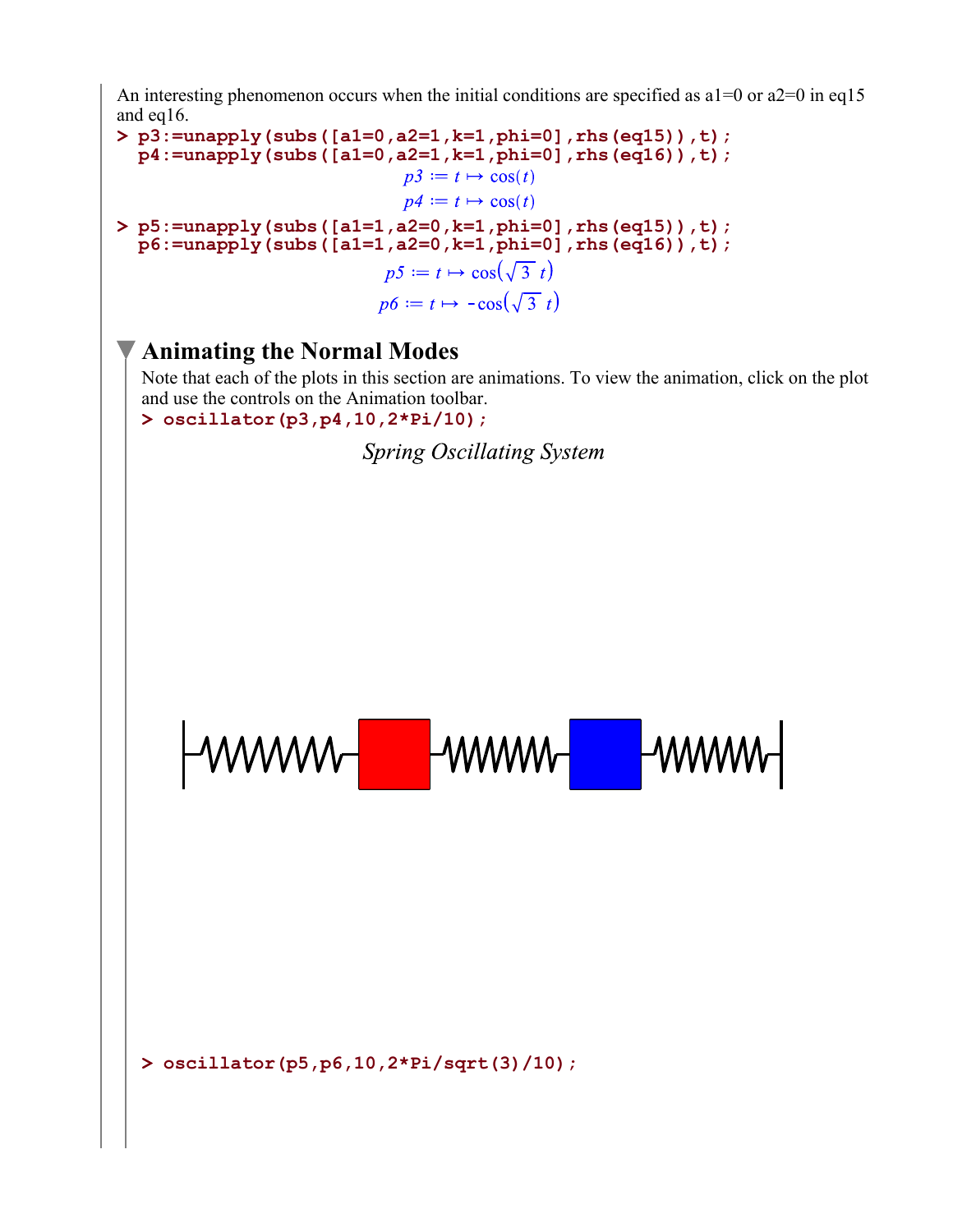An interesting phenomenon occurs when the initial conditions are specified as a1=0 or a2=0 in eq15 and eq16.

```
> p3:=unapply(subs([a1=0,a2=1,k=1,phi=0],rhs(eq15)),t);
  p4:=unapply(subs([a1=0,a2=1,k=1,phi=0],rhs(eq16)),t);
```

$$p3 := t \mapsto \cos(t)$$

$$p4 := t \mapsto \cos(t)$$

```
> p5:=unapply(subs([a1=1,a2=0,k=1,phi=0],rhs(eq15)),t);
  p6:=unapply(subs([a1=1,a2=0,k=1,phi=0],rhs(eq16)),t);
```

$$p5 := t \mapsto \cos(\sqrt{3}\, t)$$

$$p6 := t \mapsto -\cos(\sqrt{3}\, t)$$

## Animating the Normal Modes

Note that each of the plots in this section are animations. To view the animation, click on the plot and use the controls on the Animation toolbar.

```
> oscillator(p3,p4,10,2*Pi/10);
```

*Spring Oscillating System*

```
> oscillator(p5,p6,10,2*Pi/sqrt(3)/10);
```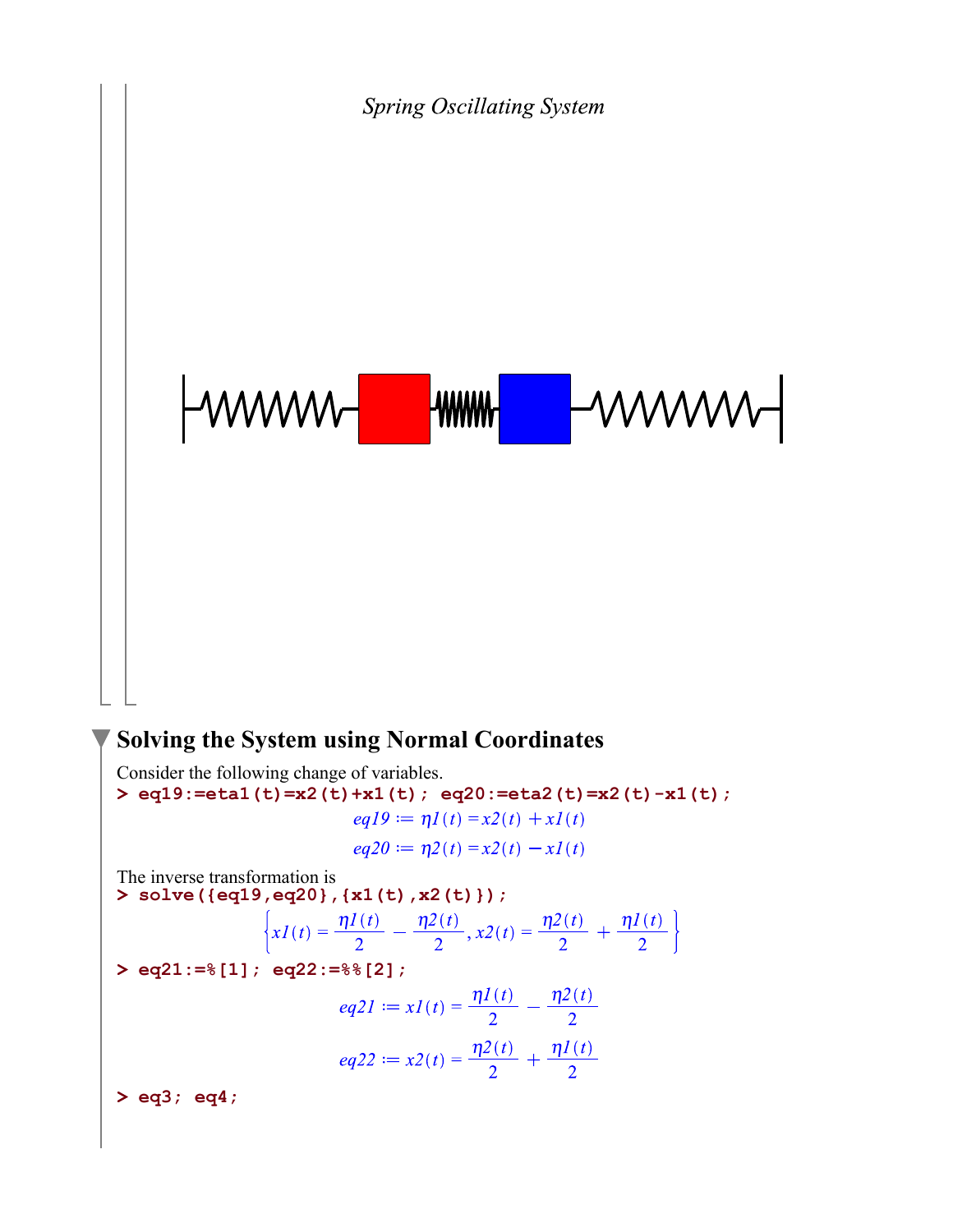*Spring Oscillating System*

## Solving the System using Normal Coordinates

Consider the following change of variables.

```
> eq19:=eta1(t)=x2(t)+x1(t); eq20:=eta2(t)=x2(t)-x1(t);
```

$$eq19 := \eta 1(t) = x2(t) + x1(t)$$

$$eq20 := \eta 2(t) = x2(t) - x1(t)$$

The inverse transformation is

```
> solve({eq19,eq20},{x1(t),x2(t)});
```

$$\left\{ x1(t) = \frac{\eta 1(t)}{2} - \frac{\eta 2(t)}{2},\ x2(t) = \frac{\eta 2(t)}{2} + \frac{\eta 1(t)}{2} \right\}$$

```
> eq21:=%[1]; eq22:=%%[2];
```

$$eq21 := x1(t) = \frac{\eta 1(t)}{2} - \frac{\eta 2(t)}{2}$$

$$eq22 := x2(t) = \frac{\eta 2(t)}{2} + \frac{\eta 1(t)}{2}$$

```
> eq3; eq4;
```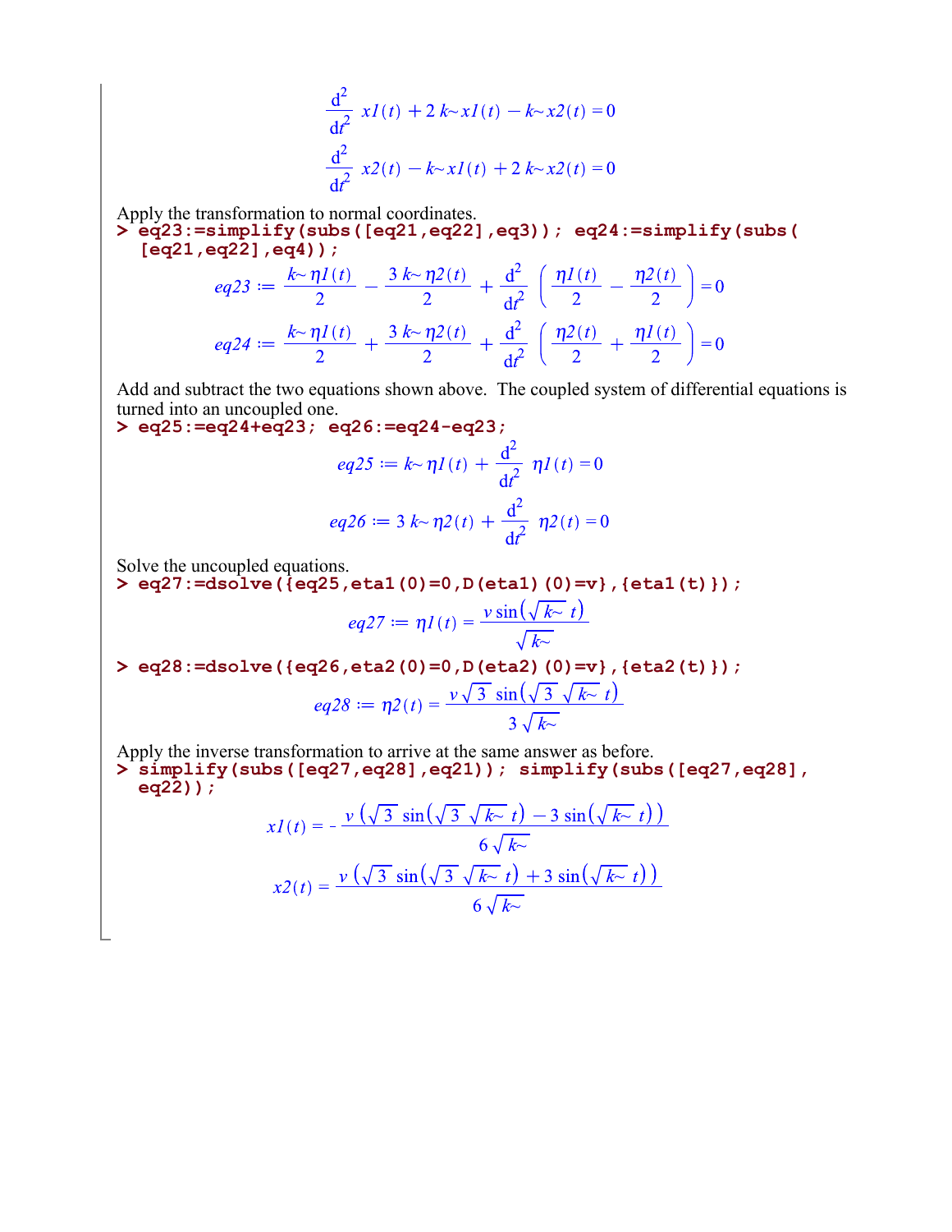$$\frac{d^2}{dt^2}\, x1(t) + 2\, k\sim x1(t) - k\sim x2(t) = 0$$

$$\frac{d^2}{dt^2}\, x2(t) - k\sim x1(t) + 2\, k\sim x2(t) = 0$$

Apply the transformation to normal coordinates.

```
> eq23:=simplify(subs([eq21,eq22],eq3)); eq24:=simplify(subs(
  [eq21,eq22],eq4));
```

$$eq23 := \frac{k\sim \eta 1(t)}{2} - \frac{3\, k\sim \eta 2(t)}{2} + \frac{d^2}{dt^2}\left(\frac{\eta 1(t)}{2} - \frac{\eta 2(t)}{2}\right) = 0$$

$$eq24 := \frac{k\sim \eta 1(t)}{2} + \frac{3\, k\sim \eta 2(t)}{2} + \frac{d^2}{dt^2}\left(\frac{\eta 2(t)}{2} + \frac{\eta 1(t)}{2}\right) = 0$$

Add and subtract the two equations shown above. The coupled system of differential equations is turned into an uncoupled one.

```
> eq25:=eq24+eq23; eq26:=eq24-eq23;
```

$$eq25 := k\sim \eta 1(t) + \frac{d^2}{dt^2}\, \eta 1(t) = 0$$

$$eq26 := 3\, k\sim \eta 2(t) + \frac{d^2}{dt^2}\, \eta 2(t) = 0$$

Solve the uncoupled equations.

```
> eq27:=dsolve({eq25,eta1(0)=0,D(eta1)(0)=v},{eta1(t)});
```

$$eq27 := \eta 1(t) = \frac{v \sin\left(\sqrt{k\sim}\; t\right)}{\sqrt{k\sim}}$$

```
> eq28:=dsolve({eq26,eta2(0)=0,D(eta2)(0)=v},{eta2(t)});
```

$$eq28 := \eta 2(t) = \frac{v\sqrt{3}\, \sin\left(\sqrt{3}\, \sqrt{k\sim}\; t\right)}{3\sqrt{k\sim}}$$

Apply the inverse transformation to arrive at the same answer as before.

```
> simplify(subs([eq27,eq28],eq21)); simplify(subs([eq27,eq28],
  eq22));
```

$$x1(t) = -\frac{v\left(\sqrt{3}\, \sin\left(\sqrt{3}\, \sqrt{k\sim}\; t\right) - 3\sin\left(\sqrt{k\sim}\; t\right)\right)}{6\sqrt{k\sim}}$$

$$x2(t) = \frac{v\left(\sqrt{3}\, \sin\left(\sqrt{3}\, \sqrt{k\sim}\; t\right) + 3\sin\left(\sqrt{k\sim}\; t\right)\right)}{6\sqrt{k\sim}}$$